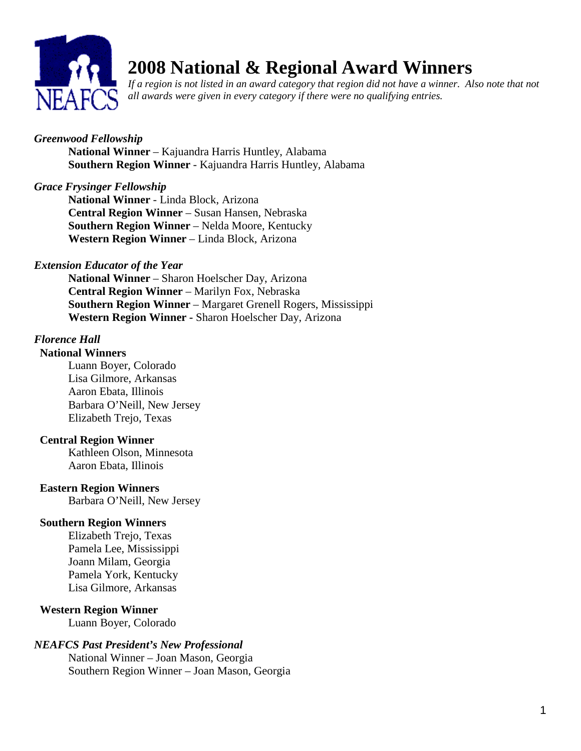# 2008 National & Regional Award Winners

*If a region is not listed in an award category that region did not have a winner. Also note that not all awards were given in every category if there were no qualifying entries.*

***Greenwood Fellowship***

**National Winner** – Kajuandra Harris Huntley, Alabama
**Southern Region Winner** - Kajuandra Harris Huntley, Alabama

***Grace Frysinger Fellowship***

**National Winner** - Linda Block, Arizona
**Central Region Winner** – Susan Hansen, Nebraska
**Southern Region Winner** – Nelda Moore, Kentucky
**Western Region Winner** – Linda Block, Arizona

***Extension Educator of the Year***

**National Winner** – Sharon Hoelscher Day, Arizona
**Central Region Winner** – Marilyn Fox, Nebraska
**Southern Region Winner** – Margaret Grenell Rogers, Mississippi
**Western Region Winner -** Sharon Hoelscher Day, Arizona

***Florence Hall***

**National Winners**

Luann Boyer, Colorado
Lisa Gilmore, Arkansas
Aaron Ebata, Illinois
Barbara O'Neill, New Jersey
Elizabeth Trejo, Texas

**Central Region Winner**

Kathleen Olson, Minnesota
Aaron Ebata, Illinois

**Eastern Region Winners**

Barbara O'Neill, New Jersey

**Southern Region Winners**

Elizabeth Trejo, Texas
Pamela Lee, Mississippi
Joann Milam, Georgia
Pamela York, Kentucky
Lisa Gilmore, Arkansas

**Western Region Winner**

Luann Boyer, Colorado

***NEAFCS Past President's New Professional***

National Winner – Joan Mason, Georgia
Southern Region Winner – Joan Mason, Georgia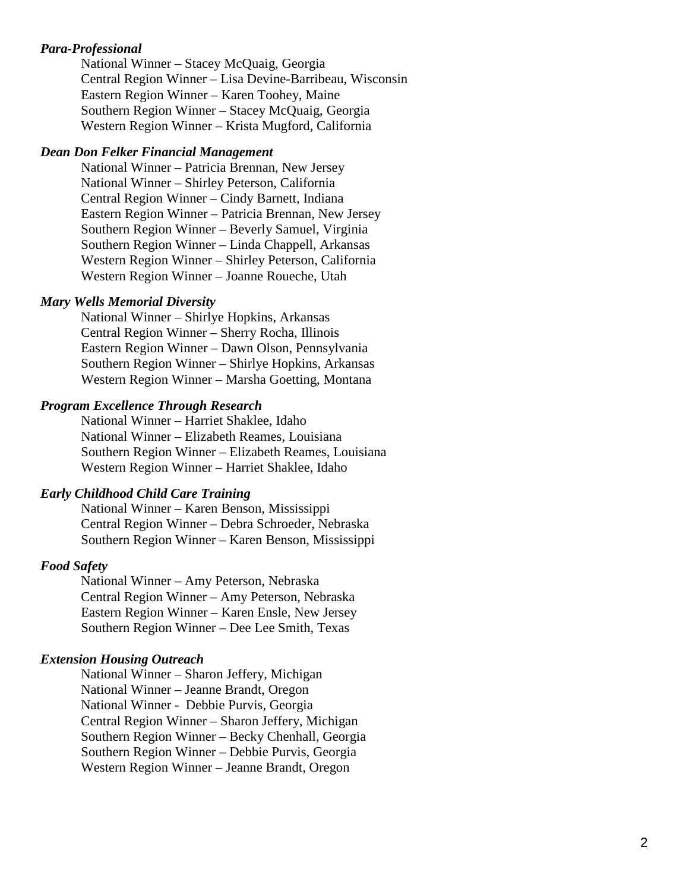***Para-Professional***

National Winner – Stacey McQuaig, Georgia
Central Region Winner – Lisa Devine-Barribeau, Wisconsin
Eastern Region Winner – Karen Toohey, Maine
Southern Region Winner – Stacey McQuaig, Georgia
Western Region Winner – Krista Mugford, California

***Dean Don Felker Financial Management***

National Winner – Patricia Brennan, New Jersey
National Winner – Shirley Peterson, California
Central Region Winner – Cindy Barnett, Indiana
Eastern Region Winner – Patricia Brennan, New Jersey
Southern Region Winner – Beverly Samuel, Virginia
Southern Region Winner – Linda Chappell, Arkansas
Western Region Winner – Shirley Peterson, California
Western Region Winner – Joanne Roueche, Utah

***Mary Wells Memorial Diversity***

National Winner – Shirlye Hopkins, Arkansas
Central Region Winner – Sherry Rocha, Illinois
Eastern Region Winner – Dawn Olson, Pennsylvania
Southern Region Winner – Shirlye Hopkins, Arkansas
Western Region Winner – Marsha Goetting, Montana

***Program Excellence Through Research***

National Winner – Harriet Shaklee, Idaho
National Winner – Elizabeth Reames, Louisiana
Southern Region Winner – Elizabeth Reames, Louisiana
Western Region Winner – Harriet Shaklee, Idaho

***Early Childhood Child Care Training***

National Winner – Karen Benson, Mississippi
Central Region Winner – Debra Schroeder, Nebraska
Southern Region Winner – Karen Benson, Mississippi

***Food Safety***

National Winner – Amy Peterson, Nebraska
Central Region Winner – Amy Peterson, Nebraska
Eastern Region Winner – Karen Ensle, New Jersey
Southern Region Winner – Dee Lee Smith, Texas

***Extension Housing Outreach***

National Winner – Sharon Jeffery, Michigan
National Winner – Jeanne Brandt, Oregon
National Winner - Debbie Purvis, Georgia
Central Region Winner – Sharon Jeffery, Michigan
Southern Region Winner – Becky Chenhall, Georgia
Southern Region Winner – Debbie Purvis, Georgia
Western Region Winner – Jeanne Brandt, Oregon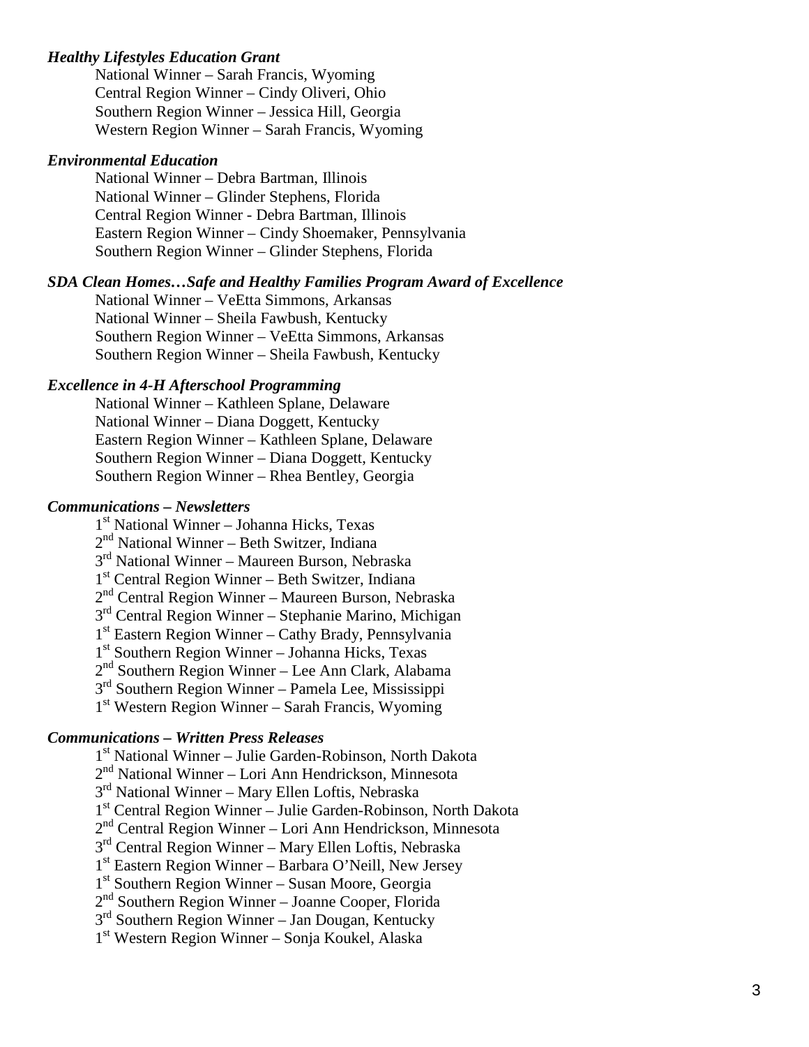***Healthy Lifestyles Education Grant***

National Winner – Sarah Francis, Wyoming
Central Region Winner – Cindy Oliveri, Ohio
Southern Region Winner – Jessica Hill, Georgia
Western Region Winner – Sarah Francis, Wyoming

***Environmental Education***

National Winner – Debra Bartman, Illinois
National Winner – Glinder Stephens, Florida
Central Region Winner - Debra Bartman, Illinois
Eastern Region Winner – Cindy Shoemaker, Pennsylvania
Southern Region Winner – Glinder Stephens, Florida

***SDA Clean Homes…Safe and Healthy Families Program Award of Excellence***

National Winner – VeEtta Simmons, Arkansas
National Winner – Sheila Fawbush, Kentucky
Southern Region Winner – VeEtta Simmons, Arkansas
Southern Region Winner – Sheila Fawbush, Kentucky

***Excellence in 4-H Afterschool Programming***

National Winner – Kathleen Splane, Delaware
National Winner – Diana Doggett, Kentucky
Eastern Region Winner – Kathleen Splane, Delaware
Southern Region Winner – Diana Doggett, Kentucky
Southern Region Winner – Rhea Bentley, Georgia

***Communications – Newsletters***

1st National Winner – Johanna Hicks, Texas
2nd National Winner – Beth Switzer, Indiana
3rd National Winner – Maureen Burson, Nebraska
1st Central Region Winner – Beth Switzer, Indiana
2nd Central Region Winner – Maureen Burson, Nebraska
3rd Central Region Winner – Stephanie Marino, Michigan
1st Eastern Region Winner – Cathy Brady, Pennsylvania
1st Southern Region Winner – Johanna Hicks, Texas
2nd Southern Region Winner – Lee Ann Clark, Alabama
3rd Southern Region Winner – Pamela Lee, Mississippi
1st Western Region Winner – Sarah Francis, Wyoming

***Communications – Written Press Releases***

1st National Winner – Julie Garden-Robinson, North Dakota
2nd National Winner – Lori Ann Hendrickson, Minnesota
3rd National Winner – Mary Ellen Loftis, Nebraska
1st Central Region Winner – Julie Garden-Robinson, North Dakota
2nd Central Region Winner – Lori Ann Hendrickson, Minnesota
3rd Central Region Winner – Mary Ellen Loftis, Nebraska
1st Eastern Region Winner – Barbara O'Neill, New Jersey
1st Southern Region Winner – Susan Moore, Georgia
2nd Southern Region Winner – Joanne Cooper, Florida
3rd Southern Region Winner – Jan Dougan, Kentucky
1st Western Region Winner – Sonja Koukel, Alaska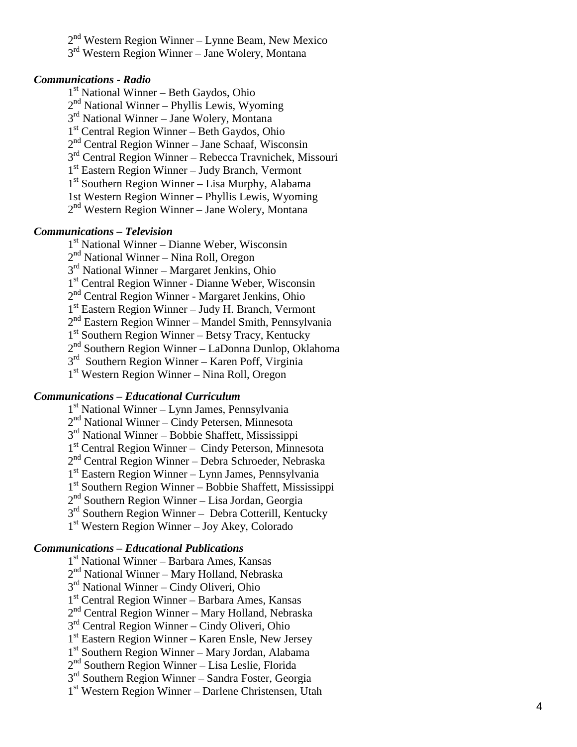2nd Western Region Winner – Lynne Beam, New Mexico
3rd Western Region Winner – Jane Wolery, Montana

***Communications - Radio***

1st National Winner – Beth Gaydos, Ohio
2nd National Winner – Phyllis Lewis, Wyoming
3rd National Winner – Jane Wolery, Montana
1st Central Region Winner – Beth Gaydos, Ohio
2nd Central Region Winner – Jane Schaaf, Wisconsin
3rd Central Region Winner – Rebecca Travnichek, Missouri
1st Eastern Region Winner – Judy Branch, Vermont
1st Southern Region Winner – Lisa Murphy, Alabama
1st Western Region Winner – Phyllis Lewis, Wyoming
2nd Western Region Winner – Jane Wolery, Montana

***Communications – Television***

1st National Winner – Dianne Weber, Wisconsin
2nd National Winner – Nina Roll, Oregon
3rd National Winner – Margaret Jenkins, Ohio
1st Central Region Winner - Dianne Weber, Wisconsin
2nd Central Region Winner - Margaret Jenkins, Ohio
1st Eastern Region Winner – Judy H. Branch, Vermont
2nd Eastern Region Winner – Mandel Smith, Pennsylvania
1st Southern Region Winner – Betsy Tracy, Kentucky
2nd Southern Region Winner – LaDonna Dunlop, Oklahoma
3rd Southern Region Winner – Karen Poff, Virginia
1st Western Region Winner – Nina Roll, Oregon

***Communications – Educational Curriculum***

1st National Winner – Lynn James, Pennsylvania
2nd National Winner – Cindy Petersen, Minnesota
3rd National Winner – Bobbie Shaffett, Mississippi
1st Central Region Winner – Cindy Peterson, Minnesota
2nd Central Region Winner – Debra Schroeder, Nebraska
1st Eastern Region Winner – Lynn James, Pennsylvania
1st Southern Region Winner – Bobbie Shaffett, Mississippi
2nd Southern Region Winner – Lisa Jordan, Georgia
3rd Southern Region Winner – Debra Cotterill, Kentucky
1st Western Region Winner – Joy Akey, Colorado

***Communications – Educational Publications***

1st National Winner – Barbara Ames, Kansas
2nd National Winner – Mary Holland, Nebraska
3rd National Winner – Cindy Oliveri, Ohio
1st Central Region Winner – Barbara Ames, Kansas
2nd Central Region Winner – Mary Holland, Nebraska
3rd Central Region Winner – Cindy Oliveri, Ohio
1st Eastern Region Winner – Karen Ensle, New Jersey
1st Southern Region Winner – Mary Jordan, Alabama
2nd Southern Region Winner – Lisa Leslie, Florida
3rd Southern Region Winner – Sandra Foster, Georgia
1st Western Region Winner – Darlene Christensen, Utah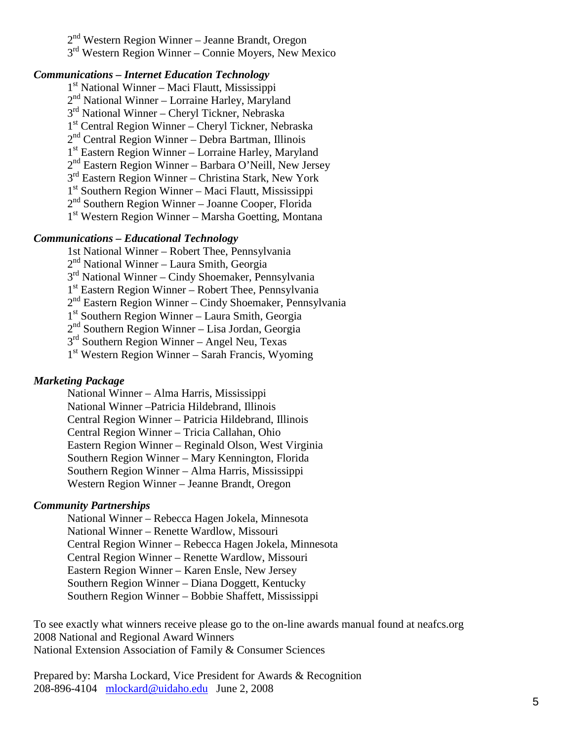2nd Western Region Winner – Jeanne Brandt, Oregon
3rd Western Region Winner – Connie Moyers, New Mexico

### *Communications – Internet Education Technology*

1st National Winner – Maci Flautt, Mississippi
2nd National Winner – Lorraine Harley, Maryland
3rd National Winner – Cheryl Tickner, Nebraska
1st Central Region Winner – Cheryl Tickner, Nebraska
2nd Central Region Winner – Debra Bartman, Illinois
1st Eastern Region Winner – Lorraine Harley, Maryland
2nd Eastern Region Winner – Barbara O'Neill, New Jersey
3rd Eastern Region Winner – Christina Stark, New York
1st Southern Region Winner – Maci Flautt, Mississippi
2nd Southern Region Winner – Joanne Cooper, Florida
1st Western Region Winner – Marsha Goetting, Montana

### *Communications – Educational Technology*

1st National Winner – Robert Thee, Pennsylvania
2nd National Winner – Laura Smith, Georgia
3rd National Winner – Cindy Shoemaker, Pennsylvania
1st Eastern Region Winner – Robert Thee, Pennsylvania
2nd Eastern Region Winner – Cindy Shoemaker, Pennsylvania
1st Southern Region Winner – Laura Smith, Georgia
2nd Southern Region Winner – Lisa Jordan, Georgia
3rd Southern Region Winner – Angel Neu, Texas
1st Western Region Winner – Sarah Francis, Wyoming

### *Marketing Package*

National Winner – Alma Harris, Mississippi
National Winner –Patricia Hildebrand, Illinois
Central Region Winner – Patricia Hildebrand, Illinois
Central Region Winner – Tricia Callahan, Ohio
Eastern Region Winner – Reginald Olson, West Virginia
Southern Region Winner – Mary Kennington, Florida
Southern Region Winner – Alma Harris, Mississippi
Western Region Winner – Jeanne Brandt, Oregon

### *Community Partnerships*

National Winner – Rebecca Hagen Jokela, Minnesota
National Winner – Renette Wardlow, Missouri
Central Region Winner – Rebecca Hagen Jokela, Minnesota
Central Region Winner – Renette Wardlow, Missouri
Eastern Region Winner – Karen Ensle, New Jersey
Southern Region Winner – Diana Doggett, Kentucky
Southern Region Winner – Bobbie Shaffett, Mississippi

To see exactly what winners receive please go to the on-line awards manual found at neafcs.org
2008 National and Regional Award Winners
National Extension Association of Family & Consumer Sciences

Prepared by: Marsha Lockard, Vice President for Awards & Recognition
208-896-4104 mlockard@uidaho.edu June 2, 2008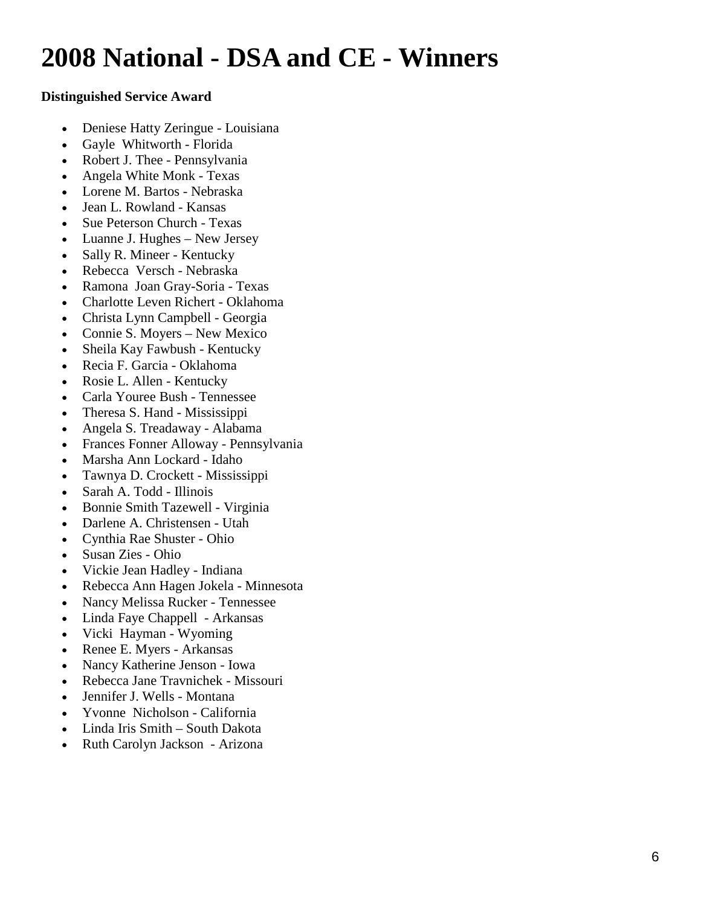# 2008 National - DSA and CE - Winners

**Distinguished Service Award**

- Deniese Hatty Zeringue - Louisiana
- Gayle Whitworth - Florida
- Robert J. Thee - Pennsylvania
- Angela White Monk - Texas
- Lorene M. Bartos - Nebraska
- Jean L. Rowland - Kansas
- Sue Peterson Church - Texas
- Luanne J. Hughes – New Jersey
- Sally R. Mineer - Kentucky
- Rebecca Versch - Nebraska
- Ramona Joan Gray-Soria - Texas
- Charlotte Leven Richert - Oklahoma
- Christa Lynn Campbell - Georgia
- Connie S. Moyers – New Mexico
- Sheila Kay Fawbush - Kentucky
- Recia F. Garcia - Oklahoma
- Rosie L. Allen - Kentucky
- Carla Youree Bush - Tennessee
- Theresa S. Hand - Mississippi
- Angela S. Treadaway - Alabama
- Frances Fonner Alloway - Pennsylvania
- Marsha Ann Lockard - Idaho
- Tawnya D. Crockett - Mississippi
- Sarah A. Todd - Illinois
- Bonnie Smith Tazewell - Virginia
- Darlene A. Christensen - Utah
- Cynthia Rae Shuster - Ohio
- Susan Zies - Ohio
- Vickie Jean Hadley - Indiana
- Rebecca Ann Hagen Jokela - Minnesota
- Nancy Melissa Rucker - Tennessee
- Linda Faye Chappell - Arkansas
- Vicki Hayman - Wyoming
- Renee E. Myers - Arkansas
- Nancy Katherine Jenson - Iowa
- Rebecca Jane Travnichek - Missouri
- Jennifer J. Wells - Montana
- Yvonne Nicholson - California
- Linda Iris Smith – South Dakota
- Ruth Carolyn Jackson - Arizona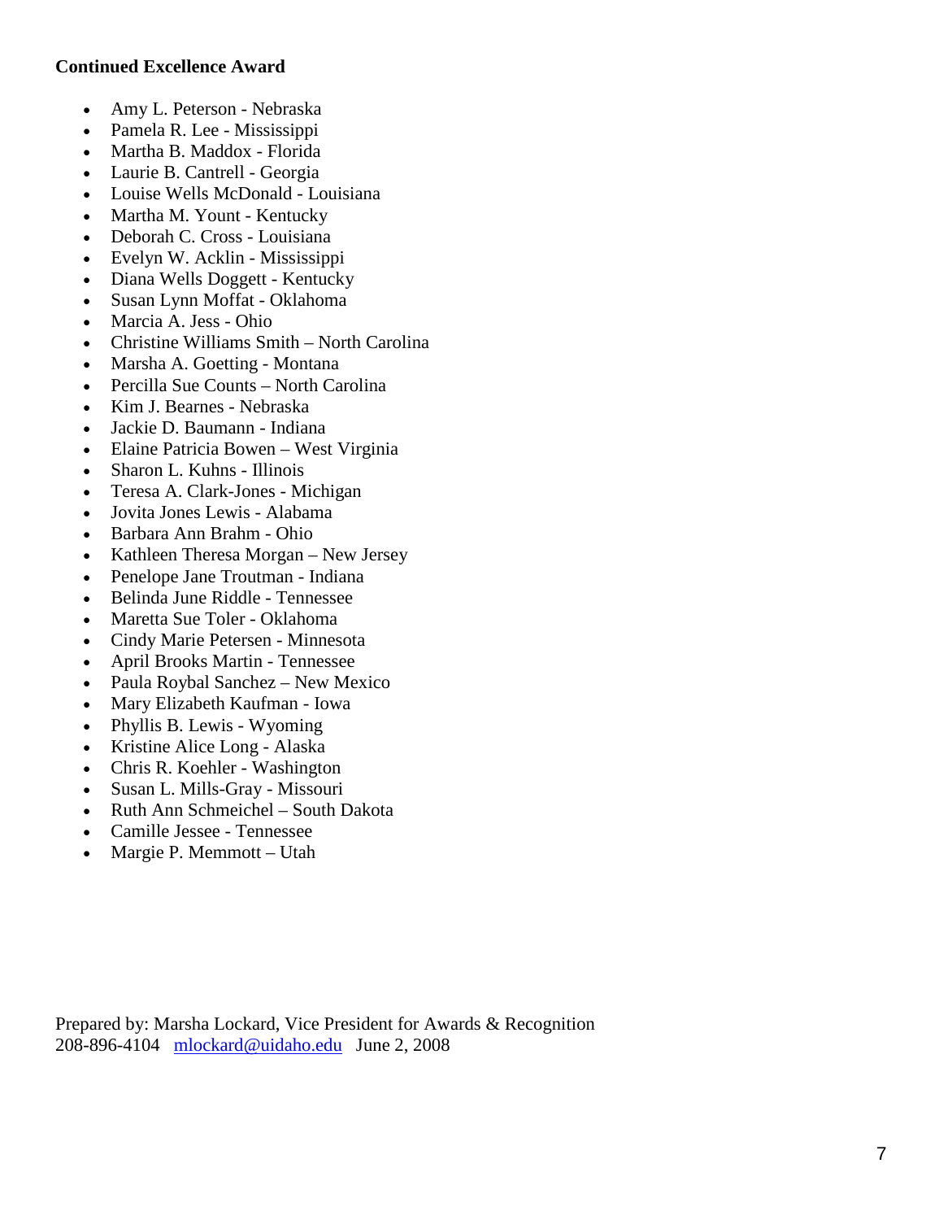**Continued Excellence Award**

- Amy L. Peterson - Nebraska
- Pamela R. Lee - Mississippi
- Martha B. Maddox - Florida
- Laurie B. Cantrell - Georgia
- Louise Wells McDonald - Louisiana
- Martha M. Yount - Kentucky
- Deborah C. Cross - Louisiana
- Evelyn W. Acklin - Mississippi
- Diana Wells Doggett - Kentucky
- Susan Lynn Moffat - Oklahoma
- Marcia A. Jess - Ohio
- Christine Williams Smith – North Carolina
- Marsha A. Goetting - Montana
- Percilla Sue Counts – North Carolina
- Kim J. Bearnes - Nebraska
- Jackie D. Baumann - Indiana
- Elaine Patricia Bowen – West Virginia
- Sharon L. Kuhns - Illinois
- Teresa A. Clark-Jones - Michigan
- Jovita Jones Lewis - Alabama
- Barbara Ann Brahm - Ohio
- Kathleen Theresa Morgan – New Jersey
- Penelope Jane Troutman - Indiana
- Belinda June Riddle - Tennessee
- Maretta Sue Toler - Oklahoma
- Cindy Marie Petersen - Minnesota
- April Brooks Martin - Tennessee
- Paula Roybal Sanchez – New Mexico
- Mary Elizabeth Kaufman - Iowa
- Phyllis B. Lewis - Wyoming
- Kristine Alice Long - Alaska
- Chris R. Koehler - Washington
- Susan L. Mills-Gray - Missouri
- Ruth Ann Schmeichel – South Dakota
- Camille Jessee - Tennessee
- Margie P. Memmott – Utah

Prepared by: Marsha Lockard, Vice President for Awards & Recognition
208-896-4104 mlockard@uidaho.edu June 2, 2008